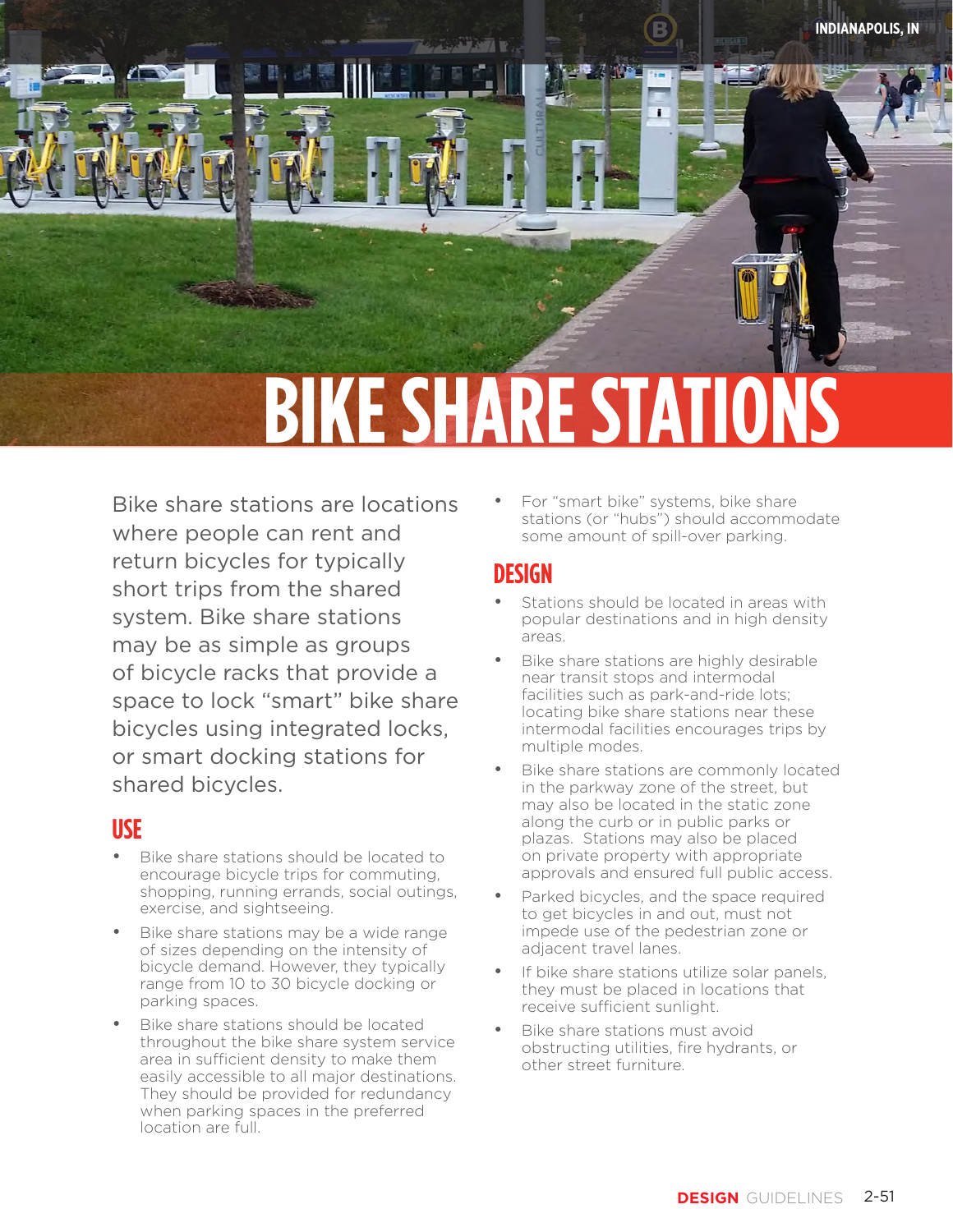# BIKE SHARE STATIONS

Bike share stations are locations where people can rent and return bicycles for typically short trips from the shared system. Bike share stations may be as simple as groups of bicycle racks that provide a space to lock "smart" bike share bicycles using integrated locks, or smart docking stations for shared bicycles.

## USE

- Bike share stations should be located to encourage bicycle trips for commuting, shopping, running errands, social outings, exercise, and sightseeing.
- Bike share stations may be a wide range of sizes depending on the intensity of bicycle demand. However, they typically range from 10 to 30 bicycle docking or parking spaces.
- Bike share stations should be located throughout the bike share system service area in sufficient density to make them easily accessible to all major destinations. They should be provided for redundancy when parking spaces in the preferred location are full.
- For "smart bike" systems, bike share stations (or "hubs") should accommodate some amount of spill-over parking.

## DESIGN

- Stations should be located in areas with popular destinations and in high density areas.
- Bike share stations are highly desirable near transit stops and intermodal facilities such as park-and-ride lots; locating bike share stations near these intermodal facilities encourages trips by multiple modes.
- Bike share stations are commonly located in the parkway zone of the street, but may also be located in the static zone along the curb or in public parks or plazas. Stations may also be placed on private property with appropriate approvals and ensured full public access.
- Parked bicycles, and the space required to get bicycles in and out, must not impede use of the pedestrian zone or adjacent travel lanes.
- If bike share stations utilize solar panels, they must be placed in locations that receive sufficient sunlight.
- Bike share stations must avoid obstructing utilities, fire hydrants, or other street furniture.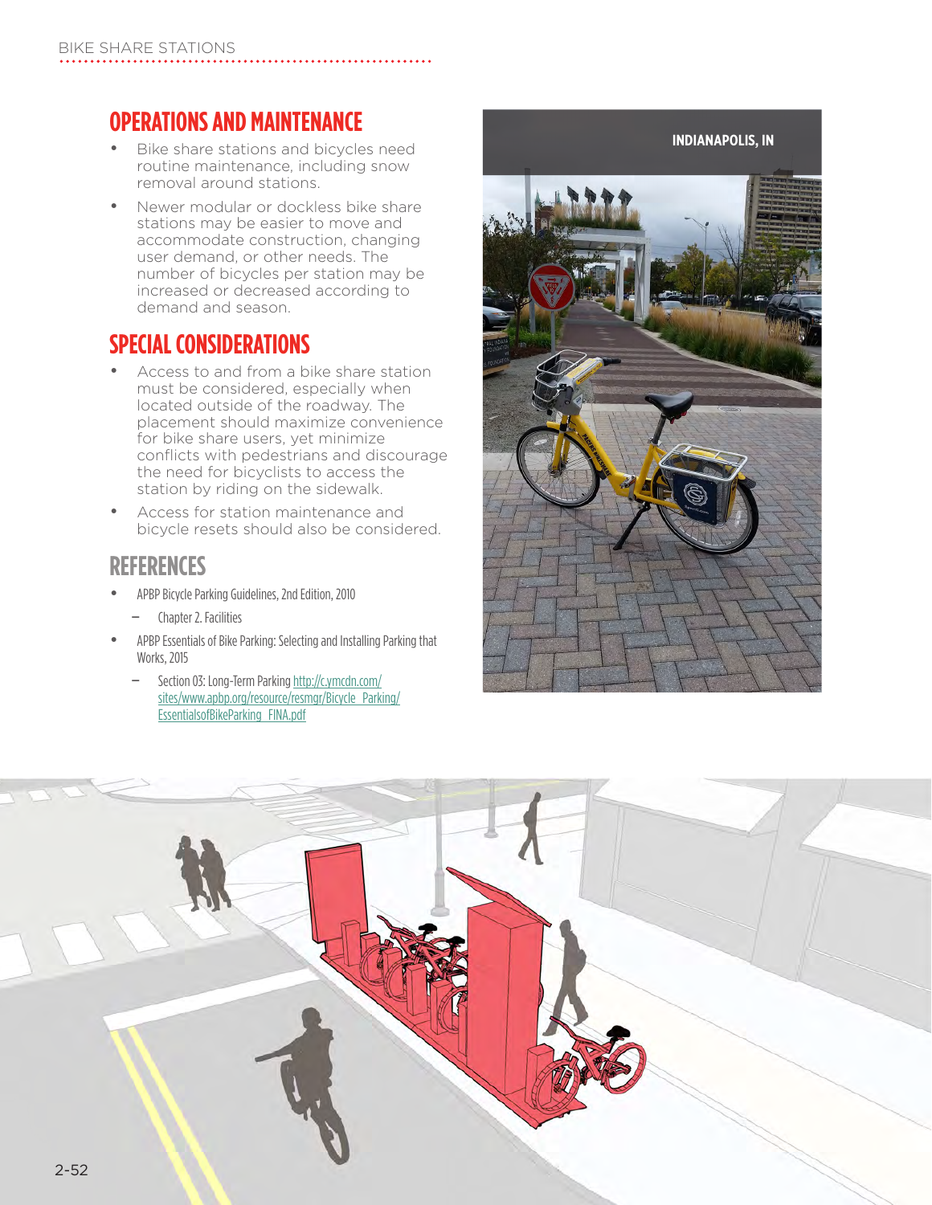## OPERATIONS AND MAINTENANCE

- Bike share stations and bicycles need routine maintenance, including snow removal around stations.
- Newer modular or dockless bike share stations may be easier to move and accommodate construction, changing user demand, or other needs. The number of bicycles per station may be increased or decreased according to demand and season.

## SPECIAL CONSIDERATIONS

- Access to and from a bike share station must be considered, especially when located outside of the roadway. The placement should maximize convenience for bike share users, yet minimize conflicts with pedestrians and discourage the need for bicyclists to access the station by riding on the sidewalk.
- Access for station maintenance and bicycle resets should also be considered.

## REFERENCES

- APBP Bicycle Parking Guidelines, 2nd Edition, 2010
  - Chapter 2. Facilities
- APBP Essentials of Bike Parking: Selecting and Installing Parking that Works, 2015
  - Section 03: Long-Term Parking http://c.ymcdn.com/sites/www.apbp.org/resource/resmgr/Bicycle_Parking/EssentialsofBikeParking_FINA.pdf

INDIANAPOLIS, IN